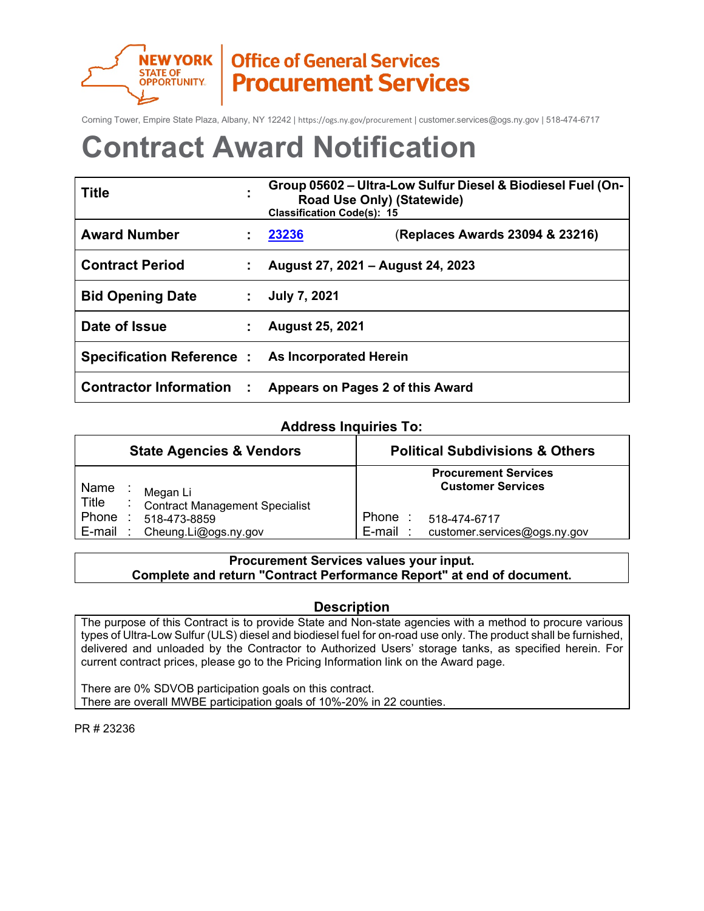NEW YORK STATE OF OPPORTUNITY | Office of General Services Procurement Services

Corning Tower, Empire State Plaza, Albany, NY 12242 | https://ogs.ny.gov/procurement | customer.services@ogs.ny.gov | 518-474-6717

# Contract Award Notification

| | | |
|---|---|---|
| **Title** | **:** | **Group 05602 – Ultra-Low Sulfur Diesel & Biodiesel Fuel (On-Road Use Only) (Statewide)**<br>**Classification Code(s): 15** |
| **Award Number** | **:** | **23236** (**Replaces Awards 23094 & 23216)** |
| **Contract Period** | **:** | **August 27, 2021 – August 24, 2023** |
| **Bid Opening Date** | **:** | **July 7, 2021** |
| **Date of Issue** | **:** | **August 25, 2021** |
| **Specification Reference** | **:** | **As Incorporated Herein** |
| **Contractor Information** | **:** | **Appears on Pages 2 of this Award** |

## Address Inquiries To:

| **State Agencies & Vendors** | **Political Subdivisions & Others** |
|---|---|
| Name : Megan Li<br>Title : Contract Management Specialist<br>Phone : 518-473-8859<br>E-mail : Cheung.Li@ogs.ny.gov | **Procurement Services**<br>**Customer Services**<br>Phone : 518-474-6717<br>E-mail : customer.services@ogs.ny.gov |

**Procurement Services values your input.**
**Complete and return "Contract Performance Report" at end of document.**

## Description

The purpose of this Contract is to provide State and Non-state agencies with a method to procure various types of Ultra-Low Sulfur (ULS) diesel and biodiesel fuel for on-road use only. The product shall be furnished, delivered and unloaded by the Contractor to Authorized Users' storage tanks, as specified herein. For current contract prices, please go to the Pricing Information link on the Award page.

There are 0% SDVOB participation goals on this contract.
There are overall MWBE participation goals of 10%-20% in 22 counties.

PR # 23236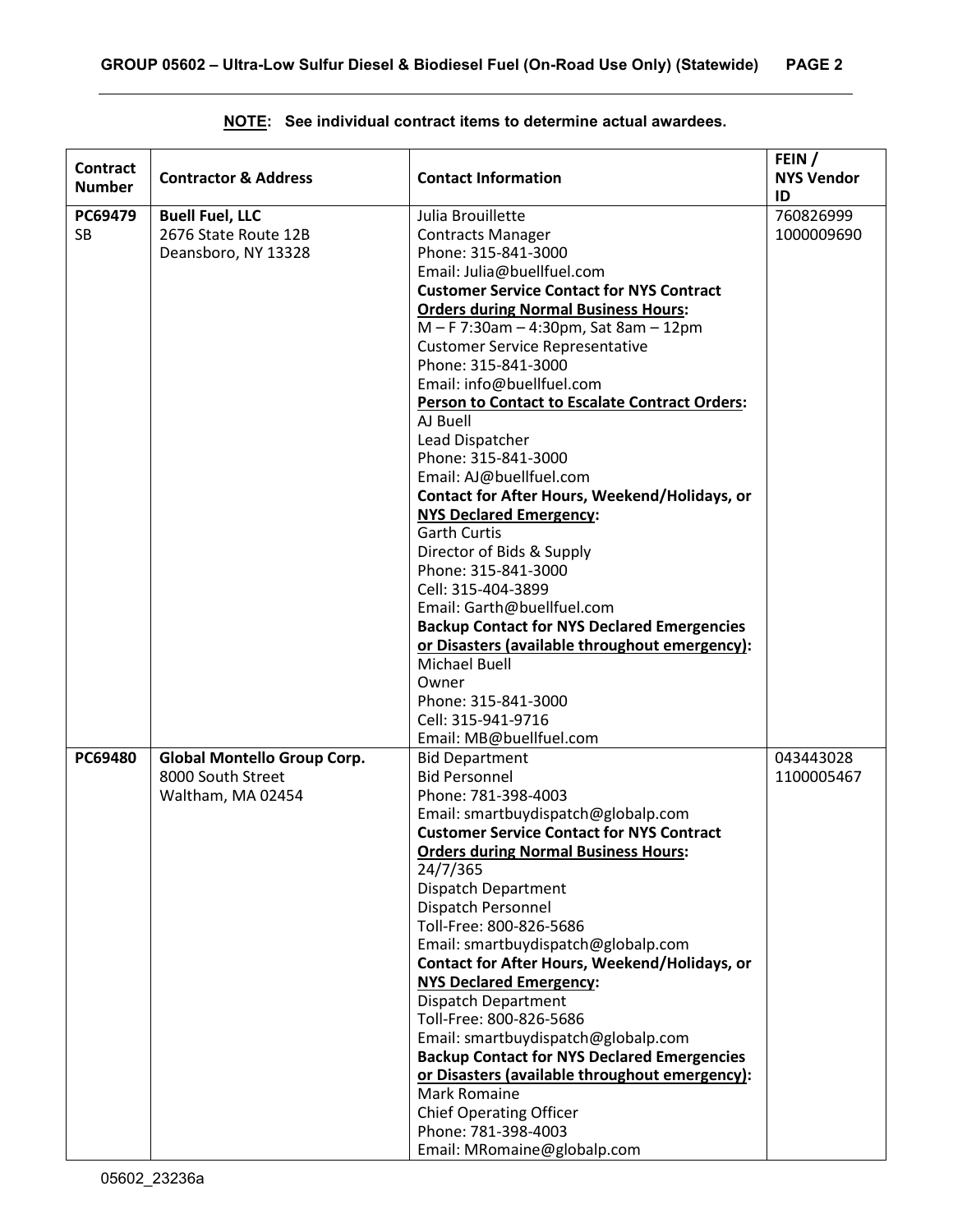**NOTE: See individual contract items to determine actual awardees.**

| Contract Number | Contractor & Address | Contact Information | FEIN / NYS Vendor ID |
|---|---|---|---|
| **PC69479 SB** | **Buell Fuel, LLC**<br>2676 State Route 12B<br>Deansboro, NY 13328 | Julia Brouillette<br>Contracts Manager<br>Phone: 315-841-3000<br>Email: Julia@buellfuel.com<br>**Customer Service Contact for NYS Contract Orders during Normal Business Hours:**<br>M – F 7:30am – 4:30pm, Sat 8am – 12pm<br>Customer Service Representative<br>Phone: 315-841-3000<br>Email: info@buellfuel.com<br>**Person to Contact to Escalate Contract Orders:**<br>AJ Buell<br>Lead Dispatcher<br>Phone: 315-841-3000<br>Email: AJ@buellfuel.com<br>**Contact for After Hours, Weekend/Holidays, or NYS Declared Emergency:**<br>Garth Curtis<br>Director of Bids & Supply<br>Phone: 315-841-3000<br>Cell: 315-404-3899<br>Email: Garth@buellfuel.com<br>**Backup Contact for NYS Declared Emergencies or Disasters (available throughout emergency):**<br>Michael Buell<br>Owner<br>Phone: 315-841-3000<br>Cell: 315-941-9716<br>Email: MB@buellfuel.com | 760826999<br>1000009690 |
| **PC69480** | **Global Montello Group Corp.**<br>8000 South Street<br>Waltham, MA 02454 | Bid Department<br>Bid Personnel<br>Phone: 781-398-4003<br>Email: smartbuydispatch@globalp.com<br>**Customer Service Contact for NYS Contract Orders during Normal Business Hours:**<br>24/7/365<br>Dispatch Department<br>Dispatch Personnel<br>Toll-Free: 800-826-5686<br>Email: smartbuydispatch@globalp.com<br>**Contact for After Hours, Weekend/Holidays, or NYS Declared Emergency:**<br>Dispatch Department<br>Toll-Free: 800-826-5686<br>Email: smartbuydispatch@globalp.com<br>**Backup Contact for NYS Declared Emergencies or Disasters (available throughout emergency):**<br>Mark Romaine<br>Chief Operating Officer<br>Phone: 781-398-4003<br>Email: MRomaine@globalp.com | 043443028<br>1100005467 |

05602_23236a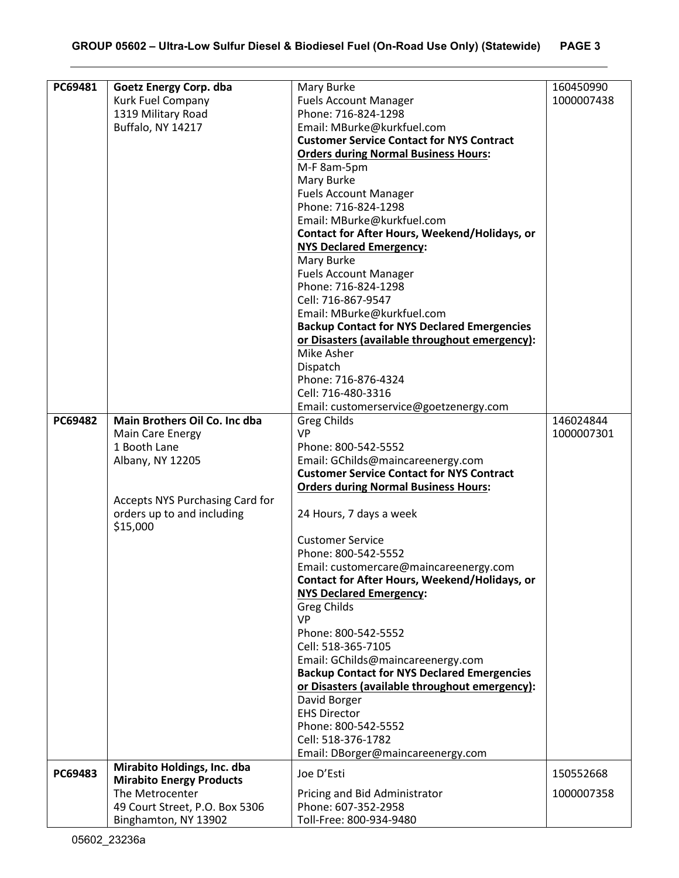| | | | |
|---|---|---|---|
| **PC69481** | **Goetz Energy Corp. dba**<br>Kurk Fuel Company<br>1319 Military Road<br>Buffalo, NY 14217 | Mary Burke<br>Fuels Account Manager<br>Phone: 716-824-1298<br>Email: MBurke@kurkfuel.com<br>**Customer Service Contact for NYS Contract Orders during Normal Business Hours:**<br>M-F 8am-5pm<br>Mary Burke<br>Fuels Account Manager<br>Phone: 716-824-1298<br>Email: MBurke@kurkfuel.com<br>**Contact for After Hours, Weekend/Holidays, or NYS Declared Emergency:**<br>Mary Burke<br>Fuels Account Manager<br>Phone: 716-824-1298<br>Cell: 716-867-9547<br>Email: MBurke@kurkfuel.com<br>**Backup Contact for NYS Declared Emergencies or Disasters (available throughout emergency):**<br>Mike Asher<br>Dispatch<br>Phone: 716-876-4324<br>Cell: 716-480-3316<br>Email: customerservice@goetzenergy.com | 160450990<br>1000007438 |
| **PC69482** | **Main Brothers Oil Co. Inc dba**<br>Main Care Energy<br>1 Booth Lane<br>Albany, NY 12205<br><br>Accepts NYS Purchasing Card for orders up to and including $15,000 | Greg Childs<br>VP<br>Phone: 800-542-5552<br>Email: GChilds@maincareenergy.com<br>**Customer Service Contact for NYS Contract Orders during Normal Business Hours:**<br><br>24 Hours, 7 days a week<br><br>Customer Service<br>Phone: 800-542-5552<br>Email: customercare@maincareenergy.com<br>**Contact for After Hours, Weekend/Holidays, or NYS Declared Emergency:**<br>Greg Childs<br>VP<br>Phone: 800-542-5552<br>Cell: 518-365-7105<br>Email: GChilds@maincareenergy.com<br>**Backup Contact for NYS Declared Emergencies or Disasters (available throughout emergency):**<br>David Borger<br>EHS Director<br>Phone: 800-542-5552<br>Cell: 518-376-1782<br>Email: DBorger@maincareenergy.com | 146024844<br>1000007301 |
| **PC69483** | **Mirabito Holdings, Inc. dba Mirabito Energy Products**<br>The Metrocenter<br>49 Court Street, P.O. Box 5306<br>Binghamton, NY 13902 | Joe D'Esti<br><br>Pricing and Bid Administrator<br>Phone: 607-352-2958<br>Toll-Free: 800-934-9480 | 150552668<br><br>1000007358 |

05602_23236a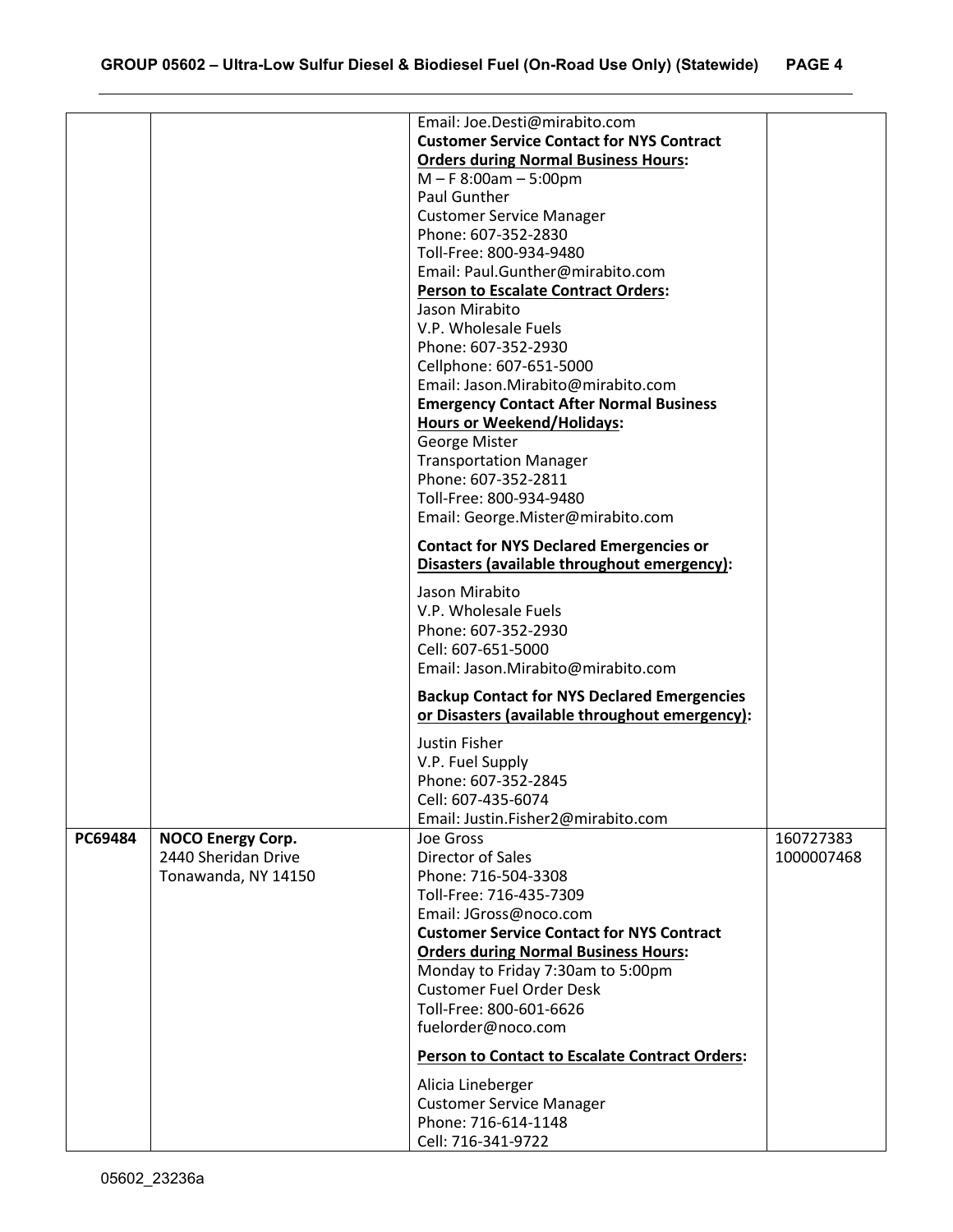| | | | |
|---|---|---|---|
| | | Email: Joe.Desti@mirabito.com<br>**Customer Service Contact for NYS Contract <u>Orders during Normal Business Hours</u>:**<br>M – F 8:00am – 5:00pm<br>Paul Gunther<br>Customer Service Manager<br>Phone: 607-352-2830<br>Toll-Free: 800-934-9480<br>Email: Paul.Gunther@mirabito.com<br>**<u>Person to Escalate Contract Orders</u>:**<br>Jason Mirabito<br>V.P. Wholesale Fuels<br>Phone: 607-352-2930<br>Cellphone: 607-651-5000<br>Email: Jason.Mirabito@mirabito.com<br>**Emergency Contact After Normal Business <u>Hours or Weekend/Holidays</u>:**<br>George Mister<br>Transportation Manager<br>Phone: 607-352-2811<br>Toll-Free: 800-934-9480<br>Email: George.Mister@mirabito.com<br><br>**Contact for NYS Declared Emergencies or <u>Disasters (available throughout emergency)</u>:**<br><br>Jason Mirabito<br>V.P. Wholesale Fuels<br>Phone: 607-352-2930<br>Cell: 607-651-5000<br>Email: Jason.Mirabito@mirabito.com<br><br>**Backup Contact for NYS Declared Emergencies <u>or Disasters (available throughout emergency)</u>:**<br><br>Justin Fisher<br>V.P. Fuel Supply<br>Phone: 607-352-2845<br>Cell: 607-435-6074<br>Email: Justin.Fisher2@mirabito.com | |
| **PC69484** | **NOCO Energy Corp.**<br>2440 Sheridan Drive<br>Tonawanda, NY 14150 | Joe Gross<br>Director of Sales<br>Phone: 716-504-3308<br>Toll-Free: 716-435-7309<br>Email: JGross@noco.com<br>**Customer Service Contact for NYS Contract <u>Orders during Normal Business Hours</u>:**<br>Monday to Friday 7:30am to 5:00pm<br>Customer Fuel Order Desk<br>Toll-Free: 800-601-6626<br>fuelorder@noco.com<br><br>**<u>Person to Contact to Escalate Contract Orders</u>:**<br><br>Alicia Lineberger<br>Customer Service Manager<br>Phone: 716-614-1148<br>Cell: 716-341-9722 | 160727383<br>1000007468 |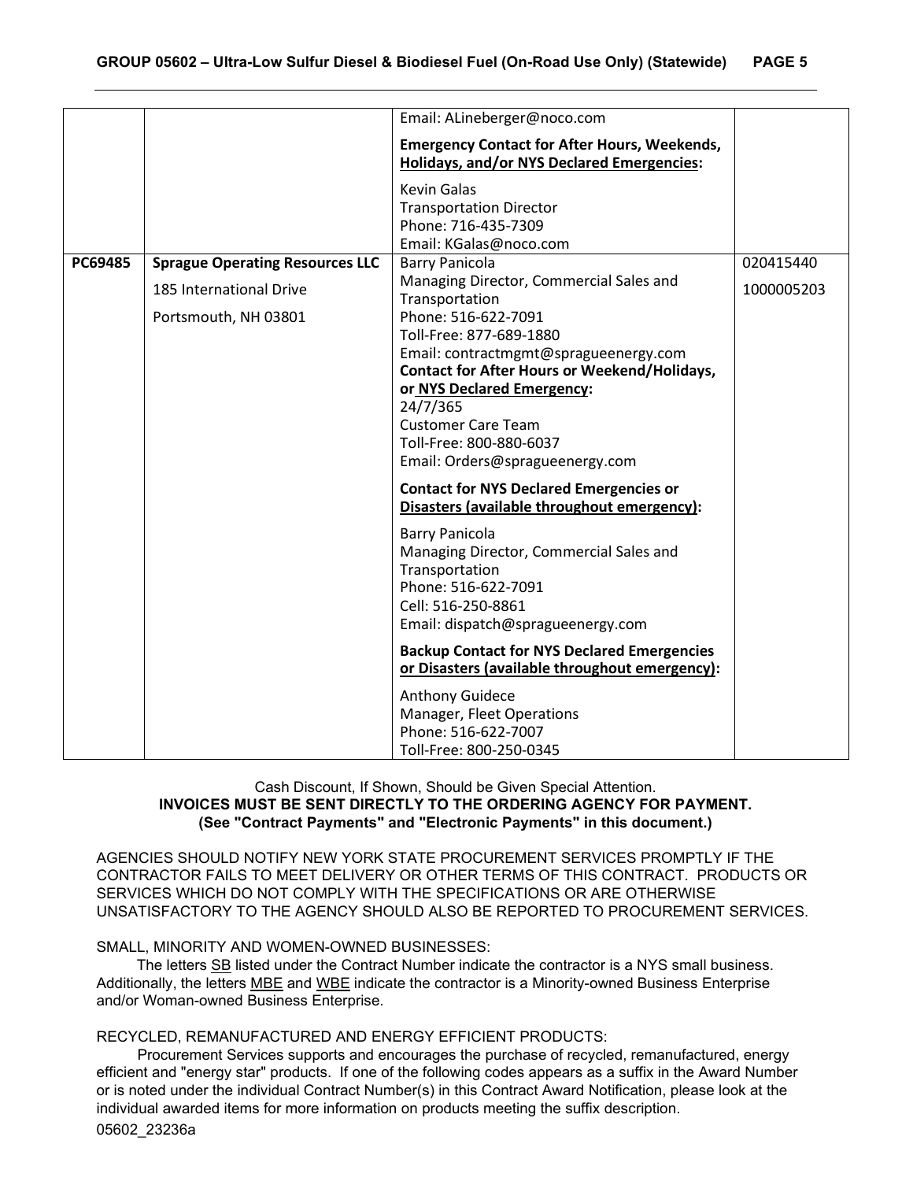| | | | |
|---|---|---|---|
| | | Email: ALineberger@noco.com<br>**Emergency Contact for After Hours, Weekends, Holidays, and/or NYS Declared Emergencies:**<br>Kevin Galas<br>Transportation Director<br>Phone: 716-435-7309<br>Email: KGalas@noco.com | |
| **PC69485** | **Sprague Operating Resources LLC**<br>185 International Drive<br>Portsmouth, NH 03801 | Barry Panicola<br>Managing Director, Commercial Sales and Transportation<br>Phone: 516-622-7091<br>Toll-Free: 877-689-1880<br>Email: contractmgmt@spragueenergy.com<br>**Contact for After Hours or Weekend/Holidays, or NYS Declared Emergency:**<br>24/7/365<br>Customer Care Team<br>Toll-Free: 800-880-6037<br>Email: Orders@spragueenergy.com<br>**Contact for NYS Declared Emergencies or Disasters (available throughout emergency):**<br>Barry Panicola<br>Managing Director, Commercial Sales and Transportation<br>Phone: 516-622-7091<br>Cell: 516-250-8861<br>Email: dispatch@spragueenergy.com<br>**Backup Contact for NYS Declared Emergencies or Disasters (available throughout emergency):**<br>Anthony Guidece<br>Manager, Fleet Operations<br>Phone: 516-622-7007<br>Toll-Free: 800-250-0345 | 020415440<br>1000005203 |

Cash Discount, If Shown, Should be Given Special Attention.
**INVOICES MUST BE SENT DIRECTLY TO THE ORDERING AGENCY FOR PAYMENT.**
**(See "Contract Payments" and "Electronic Payments" in this document.)**

AGENCIES SHOULD NOTIFY NEW YORK STATE PROCUREMENT SERVICES PROMPTLY IF THE CONTRACTOR FAILS TO MEET DELIVERY OR OTHER TERMS OF THIS CONTRACT. PRODUCTS OR SERVICES WHICH DO NOT COMPLY WITH THE SPECIFICATIONS OR ARE OTHERWISE UNSATISFACTORY TO THE AGENCY SHOULD ALSO BE REPORTED TO PROCUREMENT SERVICES.

SMALL, MINORITY AND WOMEN-OWNED BUSINESSES:

The letters SB listed under the Contract Number indicate the contractor is a NYS small business. Additionally, the letters MBE and WBE indicate the contractor is a Minority-owned Business Enterprise and/or Woman-owned Business Enterprise.

RECYCLED, REMANUFACTURED AND ENERGY EFFICIENT PRODUCTS:

Procurement Services supports and encourages the purchase of recycled, remanufactured, energy efficient and "energy star" products. If one of the following codes appears as a suffix in the Award Number or is noted under the individual Contract Number(s) in this Contract Award Notification, please look at the individual awarded items for more information on products meeting the suffix description.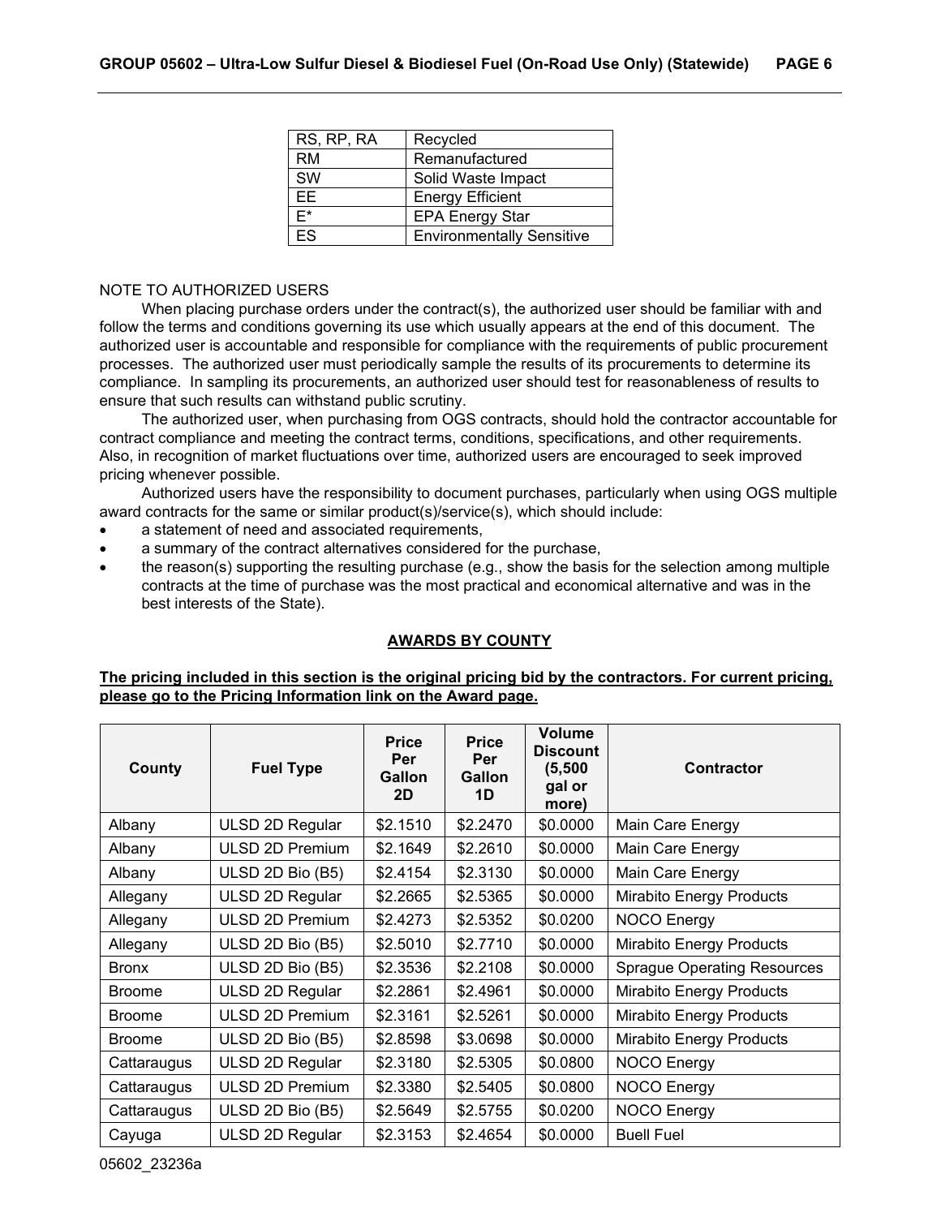| RS, RP, RA | Recycled |
|---|---|
| RM | Remanufactured |
| SW | Solid Waste Impact |
| EE | Energy Efficient |
| E* | EPA Energy Star |
| ES | Environmentally Sensitive |

NOTE TO AUTHORIZED USERS

When placing purchase orders under the contract(s), the authorized user should be familiar with and follow the terms and conditions governing its use which usually appears at the end of this document. The authorized user is accountable and responsible for compliance with the requirements of public procurement processes. The authorized user must periodically sample the results of its procurements to determine its compliance. In sampling its procurements, an authorized user should test for reasonableness of results to ensure that such results can withstand public scrutiny.

The authorized user, when purchasing from OGS contracts, should hold the contractor accountable for contract compliance and meeting the contract terms, conditions, specifications, and other requirements. Also, in recognition of market fluctuations over time, authorized users are encouraged to seek improved pricing whenever possible.

Authorized users have the responsibility to document purchases, particularly when using OGS multiple award contracts for the same or similar product(s)/service(s), which should include:

- a statement of need and associated requirements,
- a summary of the contract alternatives considered for the purchase,
- the reason(s) supporting the resulting purchase (e.g., show the basis for the selection among multiple contracts at the time of purchase was the most practical and economical alternative and was in the best interests of the State).

## AWARDS BY COUNTY

**The pricing included in this section is the original pricing bid by the contractors. For current pricing, please go to the Pricing Information link on the Award page.**

| County | Fuel Type | Price Per Gallon 2D | Price Per Gallon 1D | Volume Discount (5,500 gal or more) | Contractor |
|---|---|---|---|---|---|
| Albany | ULSD 2D Regular | $2.1510 | $2.2470 | $0.0000 | Main Care Energy |
| Albany | ULSD 2D Premium | $2.1649 | $2.2610 | $0.0000 | Main Care Energy |
| Albany | ULSD 2D Bio (B5) | $2.4154 | $2.3130 | $0.0000 | Main Care Energy |
| Allegany | ULSD 2D Regular | $2.2665 | $2.5365 | $0.0000 | Mirabito Energy Products |
| Allegany | ULSD 2D Premium | $2.4273 | $2.5352 | $0.0200 | NOCO Energy |
| Allegany | ULSD 2D Bio (B5) | $2.5010 | $2.7710 | $0.0000 | Mirabito Energy Products |
| Bronx | ULSD 2D Bio (B5) | $2.3536 | $2.2108 | $0.0000 | Sprague Operating Resources |
| Broome | ULSD 2D Regular | $2.2861 | $2.4961 | $0.0000 | Mirabito Energy Products |
| Broome | ULSD 2D Premium | $2.3161 | $2.5261 | $0.0000 | Mirabito Energy Products |
| Broome | ULSD 2D Bio (B5) | $2.8598 | $3.0698 | $0.0000 | Mirabito Energy Products |
| Cattaraugus | ULSD 2D Regular | $2.3180 | $2.5305 | $0.0800 | NOCO Energy |
| Cattaraugus | ULSD 2D Premium | $2.3380 | $2.5405 | $0.0800 | NOCO Energy |
| Cattaraugus | ULSD 2D Bio (B5) | $2.5649 | $2.5755 | $0.0200 | NOCO Energy |
| Cayuga | ULSD 2D Regular | $2.3153 | $2.4654 | $0.0000 | Buell Fuel |

05602_23236a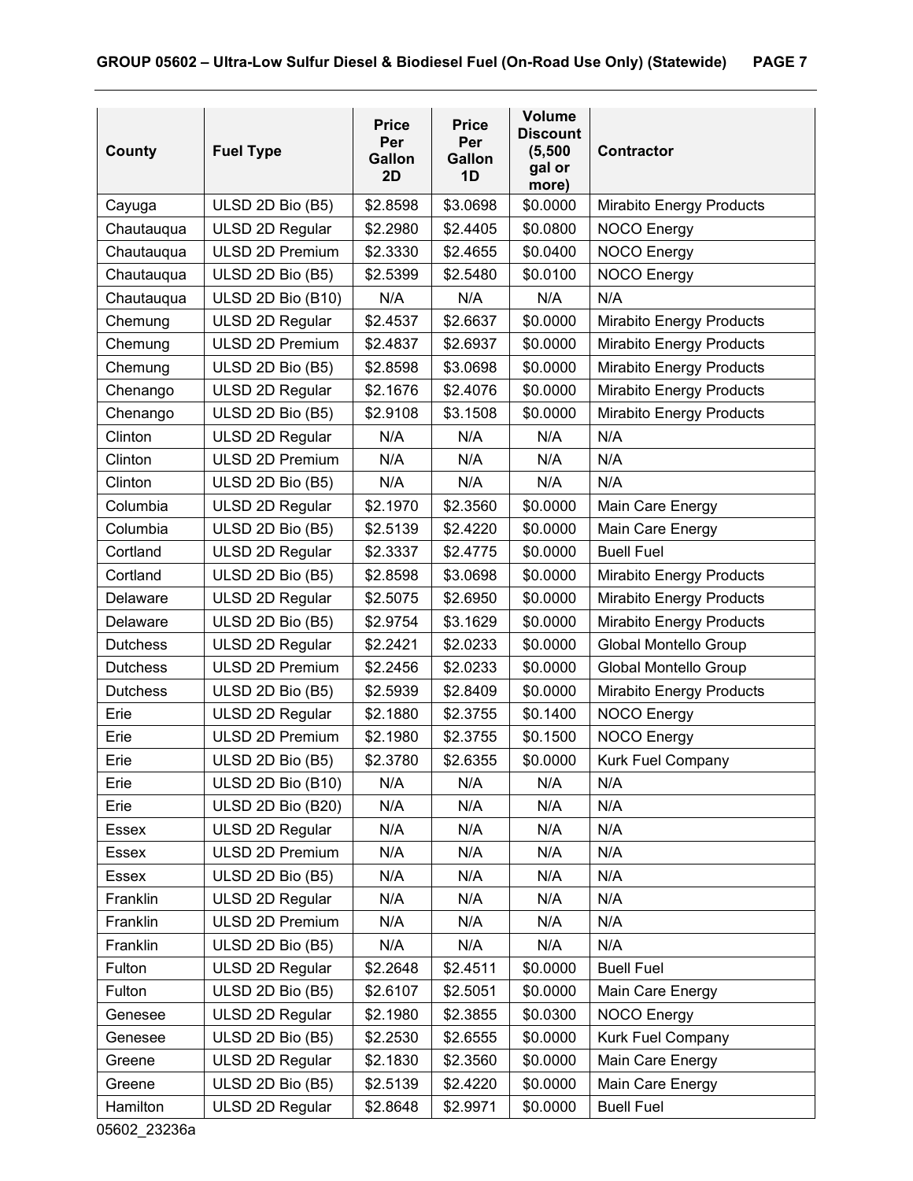| County | Fuel Type | Price Per Gallon 2D | Price Per Gallon 1D | Volume Discount (5,500 gal or more) | Contractor |
|---|---|---|---|---|---|
| Cayuga | ULSD 2D Bio (B5) | $2.8598 | $3.0698 | $0.0000 | Mirabito Energy Products |
| Chautauqua | ULSD 2D Regular | $2.2980 | $2.4405 | $0.0800 | NOCO Energy |
| Chautauqua | ULSD 2D Premium | $2.3330 | $2.4655 | $0.0400 | NOCO Energy |
| Chautauqua | ULSD 2D Bio (B5) | $2.5399 | $2.5480 | $0.0100 | NOCO Energy |
| Chautauqua | ULSD 2D Bio (B10) | N/A | N/A | N/A | N/A |
| Chemung | ULSD 2D Regular | $2.4537 | $2.6637 | $0.0000 | Mirabito Energy Products |
| Chemung | ULSD 2D Premium | $2.4837 | $2.6937 | $0.0000 | Mirabito Energy Products |
| Chemung | ULSD 2D Bio (B5) | $2.8598 | $3.0698 | $0.0000 | Mirabito Energy Products |
| Chenango | ULSD 2D Regular | $2.1676 | $2.4076 | $0.0000 | Mirabito Energy Products |
| Chenango | ULSD 2D Bio (B5) | $2.9108 | $3.1508 | $0.0000 | Mirabito Energy Products |
| Clinton | ULSD 2D Regular | N/A | N/A | N/A | N/A |
| Clinton | ULSD 2D Premium | N/A | N/A | N/A | N/A |
| Clinton | ULSD 2D Bio (B5) | N/A | N/A | N/A | N/A |
| Columbia | ULSD 2D Regular | $2.1970 | $2.3560 | $0.0000 | Main Care Energy |
| Columbia | ULSD 2D Bio (B5) | $2.5139 | $2.4220 | $0.0000 | Main Care Energy |
| Cortland | ULSD 2D Regular | $2.3337 | $2.4775 | $0.0000 | Buell Fuel |
| Cortland | ULSD 2D Bio (B5) | $2.8598 | $3.0698 | $0.0000 | Mirabito Energy Products |
| Delaware | ULSD 2D Regular | $2.5075 | $2.6950 | $0.0000 | Mirabito Energy Products |
| Delaware | ULSD 2D Bio (B5) | $2.9754 | $3.1629 | $0.0000 | Mirabito Energy Products |
| Dutchess | ULSD 2D Regular | $2.2421 | $2.0233 | $0.0000 | Global Montello Group |
| Dutchess | ULSD 2D Premium | $2.2456 | $2.0233 | $0.0000 | Global Montello Group |
| Dutchess | ULSD 2D Bio (B5) | $2.5939 | $2.8409 | $0.0000 | Mirabito Energy Products |
| Erie | ULSD 2D Regular | $2.1880 | $2.3755 | $0.1400 | NOCO Energy |
| Erie | ULSD 2D Premium | $2.1980 | $2.3755 | $0.1500 | NOCO Energy |
| Erie | ULSD 2D Bio (B5) | $2.3780 | $2.6355 | $0.0000 | Kurk Fuel Company |
| Erie | ULSD 2D Bio (B10) | N/A | N/A | N/A | N/A |
| Erie | ULSD 2D Bio (B20) | N/A | N/A | N/A | N/A |
| Essex | ULSD 2D Regular | N/A | N/A | N/A | N/A |
| Essex | ULSD 2D Premium | N/A | N/A | N/A | N/A |
| Essex | ULSD 2D Bio (B5) | N/A | N/A | N/A | N/A |
| Franklin | ULSD 2D Regular | N/A | N/A | N/A | N/A |
| Franklin | ULSD 2D Premium | N/A | N/A | N/A | N/A |
| Franklin | ULSD 2D Bio (B5) | N/A | N/A | N/A | N/A |
| Fulton | ULSD 2D Regular | $2.2648 | $2.4511 | $0.0000 | Buell Fuel |
| Fulton | ULSD 2D Bio (B5) | $2.6107 | $2.5051 | $0.0000 | Main Care Energy |
| Genesee | ULSD 2D Regular | $2.1980 | $2.3855 | $0.0300 | NOCO Energy |
| Genesee | ULSD 2D Bio (B5) | $2.2530 | $2.6555 | $0.0000 | Kurk Fuel Company |
| Greene | ULSD 2D Regular | $2.1830 | $2.3560 | $0.0000 | Main Care Energy |
| Greene | ULSD 2D Bio (B5) | $2.5139 | $2.4220 | $0.0000 | Main Care Energy |
| Hamilton | ULSD 2D Regular | $2.8648 | $2.9971 | $0.0000 | Buell Fuel |

05602_23236a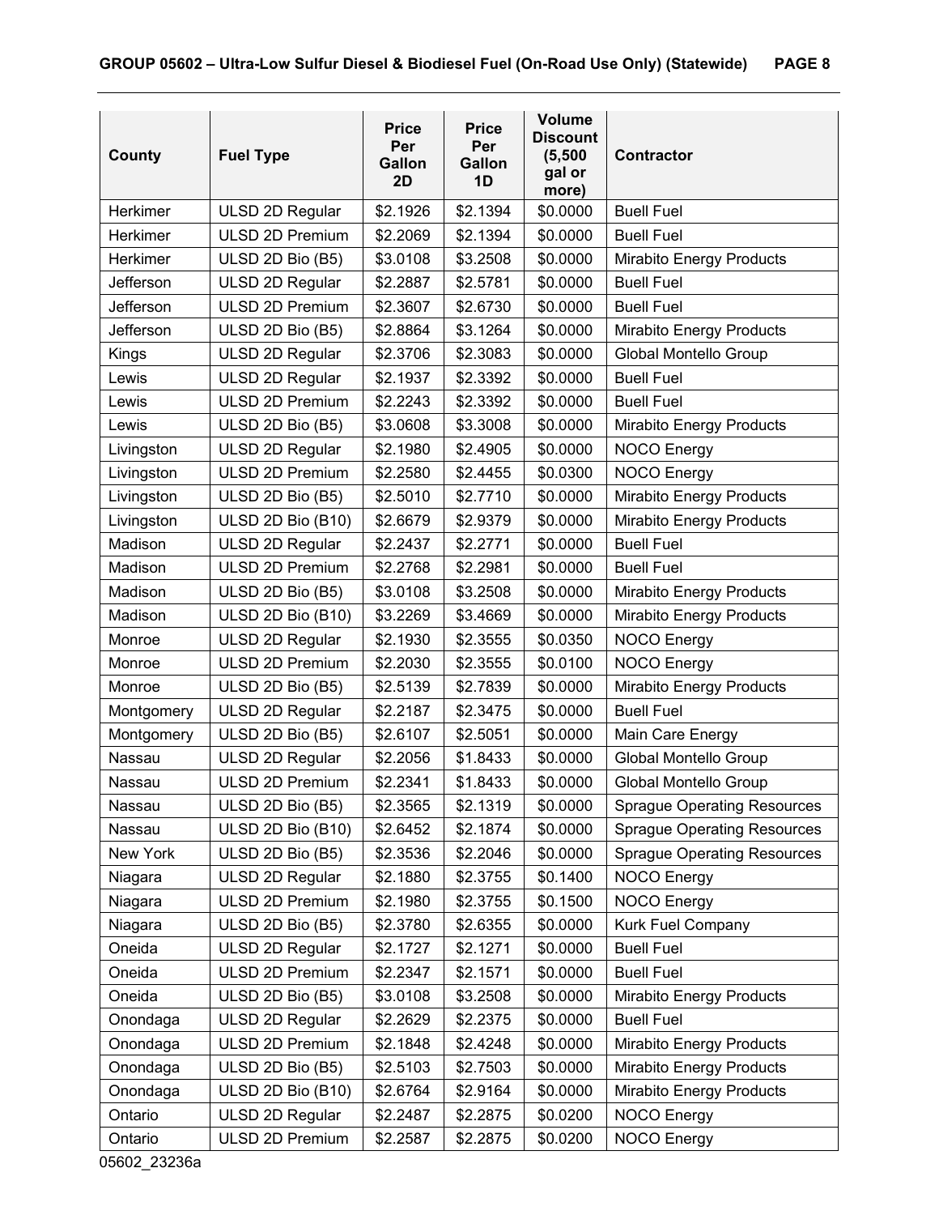| County | Fuel Type | Price Per Gallon 2D | Price Per Gallon 1D | Volume Discount (5,500 gal or more) | Contractor |
|---|---|---|---|---|---|
| Herkimer | ULSD 2D Regular | $2.1926 | $2.1394 | $0.0000 | Buell Fuel |
| Herkimer | ULSD 2D Premium | $2.2069 | $2.1394 | $0.0000 | Buell Fuel |
| Herkimer | ULSD 2D Bio (B5) | $3.0108 | $3.2508 | $0.0000 | Mirabito Energy Products |
| Jefferson | ULSD 2D Regular | $2.2887 | $2.5781 | $0.0000 | Buell Fuel |
| Jefferson | ULSD 2D Premium | $2.3607 | $2.6730 | $0.0000 | Buell Fuel |
| Jefferson | ULSD 2D Bio (B5) | $2.8864 | $3.1264 | $0.0000 | Mirabito Energy Products |
| Kings | ULSD 2D Regular | $2.3706 | $2.3083 | $0.0000 | Global Montello Group |
| Lewis | ULSD 2D Regular | $2.1937 | $2.3392 | $0.0000 | Buell Fuel |
| Lewis | ULSD 2D Premium | $2.2243 | $2.3392 | $0.0000 | Buell Fuel |
| Lewis | ULSD 2D Bio (B5) | $3.0608 | $3.3008 | $0.0000 | Mirabito Energy Products |
| Livingston | ULSD 2D Regular | $2.1980 | $2.4905 | $0.0000 | NOCO Energy |
| Livingston | ULSD 2D Premium | $2.2580 | $2.4455 | $0.0300 | NOCO Energy |
| Livingston | ULSD 2D Bio (B5) | $2.5010 | $2.7710 | $0.0000 | Mirabito Energy Products |
| Livingston | ULSD 2D Bio (B10) | $2.6679 | $2.9379 | $0.0000 | Mirabito Energy Products |
| Madison | ULSD 2D Regular | $2.2437 | $2.2771 | $0.0000 | Buell Fuel |
| Madison | ULSD 2D Premium | $2.2768 | $2.2981 | $0.0000 | Buell Fuel |
| Madison | ULSD 2D Bio (B5) | $3.0108 | $3.2508 | $0.0000 | Mirabito Energy Products |
| Madison | ULSD 2D Bio (B10) | $3.2269 | $3.4669 | $0.0000 | Mirabito Energy Products |
| Monroe | ULSD 2D Regular | $2.1930 | $2.3555 | $0.0350 | NOCO Energy |
| Monroe | ULSD 2D Premium | $2.2030 | $2.3555 | $0.0100 | NOCO Energy |
| Monroe | ULSD 2D Bio (B5) | $2.5139 | $2.7839 | $0.0000 | Mirabito Energy Products |
| Montgomery | ULSD 2D Regular | $2.2187 | $2.3475 | $0.0000 | Buell Fuel |
| Montgomery | ULSD 2D Bio (B5) | $2.6107 | $2.5051 | $0.0000 | Main Care Energy |
| Nassau | ULSD 2D Regular | $2.2056 | $1.8433 | $0.0000 | Global Montello Group |
| Nassau | ULSD 2D Premium | $2.2341 | $1.8433 | $0.0000 | Global Montello Group |
| Nassau | ULSD 2D Bio (B5) | $2.3565 | $2.1319 | $0.0000 | Sprague Operating Resources |
| Nassau | ULSD 2D Bio (B10) | $2.6452 | $2.1874 | $0.0000 | Sprague Operating Resources |
| New York | ULSD 2D Bio (B5) | $2.3536 | $2.2046 | $0.0000 | Sprague Operating Resources |
| Niagara | ULSD 2D Regular | $2.1880 | $2.3755 | $0.1400 | NOCO Energy |
| Niagara | ULSD 2D Premium | $2.1980 | $2.3755 | $0.1500 | NOCO Energy |
| Niagara | ULSD 2D Bio (B5) | $2.3780 | $2.6355 | $0.0000 | Kurk Fuel Company |
| Oneida | ULSD 2D Regular | $2.1727 | $2.1271 | $0.0000 | Buell Fuel |
| Oneida | ULSD 2D Premium | $2.2347 | $2.1571 | $0.0000 | Buell Fuel |
| Oneida | ULSD 2D Bio (B5) | $3.0108 | $3.2508 | $0.0000 | Mirabito Energy Products |
| Onondaga | ULSD 2D Regular | $2.2629 | $2.2375 | $0.0000 | Buell Fuel |
| Onondaga | ULSD 2D Premium | $2.1848 | $2.4248 | $0.0000 | Mirabito Energy Products |
| Onondaga | ULSD 2D Bio (B5) | $2.5103 | $2.7503 | $0.0000 | Mirabito Energy Products |
| Onondaga | ULSD 2D Bio (B10) | $2.6764 | $2.9164 | $0.0000 | Mirabito Energy Products |
| Ontario | ULSD 2D Regular | $2.2487 | $2.2875 | $0.0200 | NOCO Energy |
| Ontario | ULSD 2D Premium | $2.2587 | $2.2875 | $0.0200 | NOCO Energy |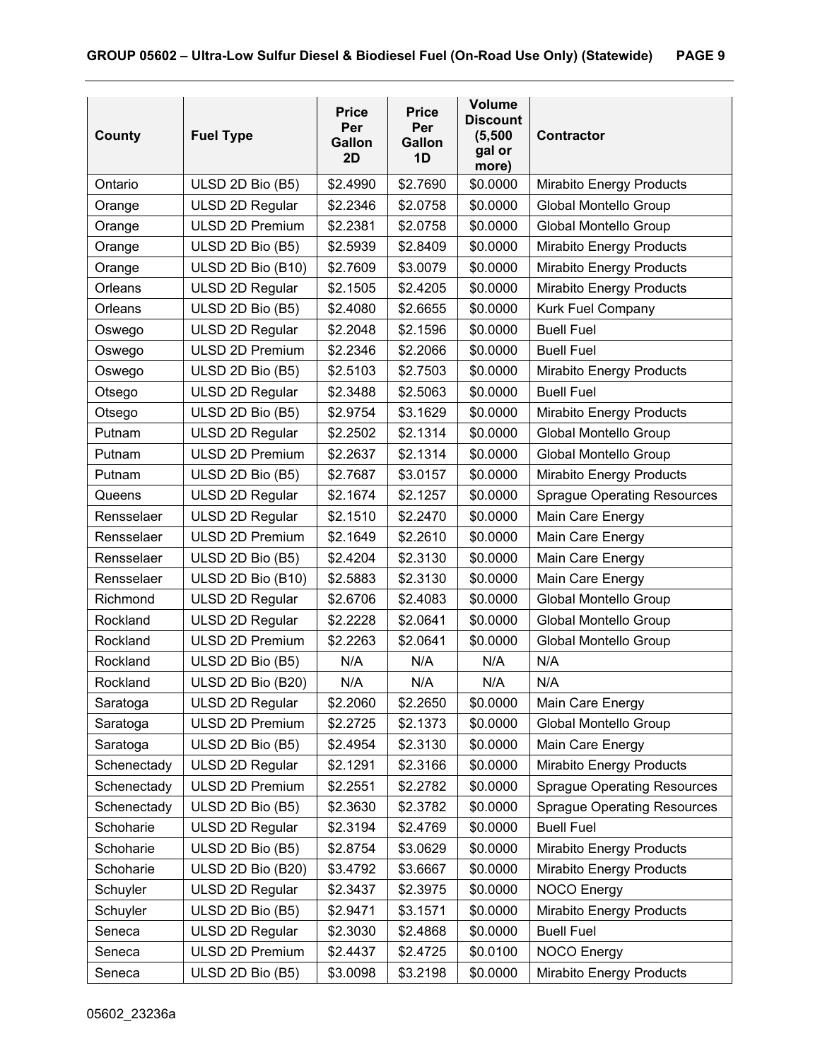| County | Fuel Type | Price Per Gallon 2D | Price Per Gallon 1D | Volume Discount (5,500 gal or more) | Contractor |
|---|---|---|---|---|---|
| Ontario | ULSD 2D Bio (B5) | $2.4990 | $2.7690 | $0.0000 | Mirabito Energy Products |
| Orange | ULSD 2D Regular | $2.2346 | $2.0758 | $0.0000 | Global Montello Group |
| Orange | ULSD 2D Premium | $2.2381 | $2.0758 | $0.0000 | Global Montello Group |
| Orange | ULSD 2D Bio (B5) | $2.5939 | $2.8409 | $0.0000 | Mirabito Energy Products |
| Orange | ULSD 2D Bio (B10) | $2.7609 | $3.0079 | $0.0000 | Mirabito Energy Products |
| Orleans | ULSD 2D Regular | $2.1505 | $2.4205 | $0.0000 | Mirabito Energy Products |
| Orleans | ULSD 2D Bio (B5) | $2.4080 | $2.6655 | $0.0000 | Kurk Fuel Company |
| Oswego | ULSD 2D Regular | $2.2048 | $2.1596 | $0.0000 | Buell Fuel |
| Oswego | ULSD 2D Premium | $2.2346 | $2.2066 | $0.0000 | Buell Fuel |
| Oswego | ULSD 2D Bio (B5) | $2.5103 | $2.7503 | $0.0000 | Mirabito Energy Products |
| Otsego | ULSD 2D Regular | $2.3488 | $2.5063 | $0.0000 | Buell Fuel |
| Otsego | ULSD 2D Bio (B5) | $2.9754 | $3.1629 | $0.0000 | Mirabito Energy Products |
| Putnam | ULSD 2D Regular | $2.2502 | $2.1314 | $0.0000 | Global Montello Group |
| Putnam | ULSD 2D Premium | $2.2637 | $2.1314 | $0.0000 | Global Montello Group |
| Putnam | ULSD 2D Bio (B5) | $2.7687 | $3.0157 | $0.0000 | Mirabito Energy Products |
| Queens | ULSD 2D Regular | $2.1674 | $2.1257 | $0.0000 | Sprague Operating Resources |
| Rensselaer | ULSD 2D Regular | $2.1510 | $2.2470 | $0.0000 | Main Care Energy |
| Rensselaer | ULSD 2D Premium | $2.1649 | $2.2610 | $0.0000 | Main Care Energy |
| Rensselaer | ULSD 2D Bio (B5) | $2.4204 | $2.3130 | $0.0000 | Main Care Energy |
| Rensselaer | ULSD 2D Bio (B10) | $2.5883 | $2.3130 | $0.0000 | Main Care Energy |
| Richmond | ULSD 2D Regular | $2.6706 | $2.4083 | $0.0000 | Global Montello Group |
| Rockland | ULSD 2D Regular | $2.2228 | $2.0641 | $0.0000 | Global Montello Group |
| Rockland | ULSD 2D Premium | $2.2263 | $2.0641 | $0.0000 | Global Montello Group |
| Rockland | ULSD 2D Bio (B5) | N/A | N/A | N/A | N/A |
| Rockland | ULSD 2D Bio (B20) | N/A | N/A | N/A | N/A |
| Saratoga | ULSD 2D Regular | $2.2060 | $2.2650 | $0.0000 | Main Care Energy |
| Saratoga | ULSD 2D Premium | $2.2725 | $2.1373 | $0.0000 | Global Montello Group |
| Saratoga | ULSD 2D Bio (B5) | $2.4954 | $2.3130 | $0.0000 | Main Care Energy |
| Schenectady | ULSD 2D Regular | $2.1291 | $2.3166 | $0.0000 | Mirabito Energy Products |
| Schenectady | ULSD 2D Premium | $2.2551 | $2.2782 | $0.0000 | Sprague Operating Resources |
| Schenectady | ULSD 2D Bio (B5) | $2.3630 | $2.3782 | $0.0000 | Sprague Operating Resources |
| Schoharie | ULSD 2D Regular | $2.3194 | $2.4769 | $0.0000 | Buell Fuel |
| Schoharie | ULSD 2D Bio (B5) | $2.8754 | $3.0629 | $0.0000 | Mirabito Energy Products |
| Schoharie | ULSD 2D Bio (B20) | $3.4792 | $3.6667 | $0.0000 | Mirabito Energy Products |
| Schuyler | ULSD 2D Regular | $2.3437 | $2.3975 | $0.0000 | NOCO Energy |
| Schuyler | ULSD 2D Bio (B5) | $2.9471 | $3.1571 | $0.0000 | Mirabito Energy Products |
| Seneca | ULSD 2D Regular | $2.3030 | $2.4868 | $0.0000 | Buell Fuel |
| Seneca | ULSD 2D Premium | $2.4437 | $2.4725 | $0.0100 | NOCO Energy |
| Seneca | ULSD 2D Bio (B5) | $3.0098 | $3.2198 | $0.0000 | Mirabito Energy Products |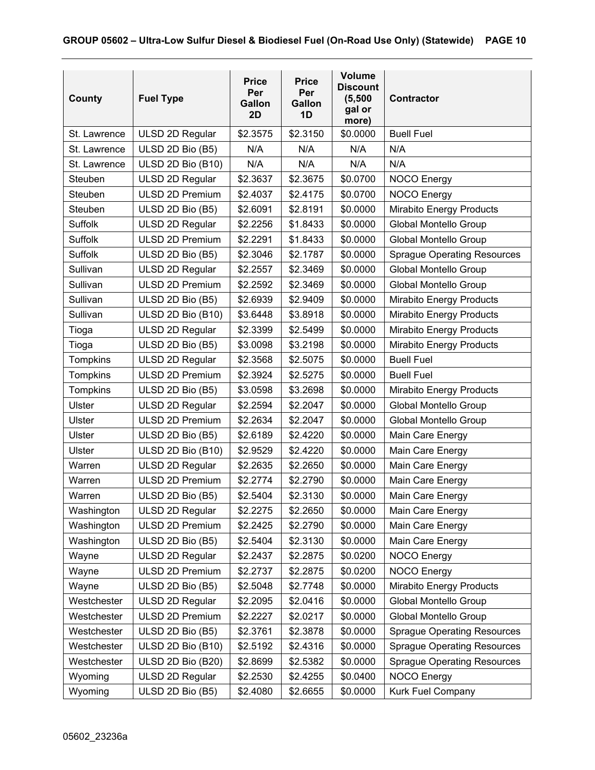| County | Fuel Type | Price Per Gallon 2D | Price Per Gallon 1D | Volume Discount (5,500 gal or more) | Contractor |
|---|---|---|---|---|---|
| St. Lawrence | ULSD 2D Regular | $2.3575 | $2.3150 | $0.0000 | Buell Fuel |
| St. Lawrence | ULSD 2D Bio (B5) | N/A | N/A | N/A | N/A |
| St. Lawrence | ULSD 2D Bio (B10) | N/A | N/A | N/A | N/A |
| Steuben | ULSD 2D Regular | $2.3637 | $2.3675 | $0.0700 | NOCO Energy |
| Steuben | ULSD 2D Premium | $2.4037 | $2.4175 | $0.0700 | NOCO Energy |
| Steuben | ULSD 2D Bio (B5) | $2.6091 | $2.8191 | $0.0000 | Mirabito Energy Products |
| Suffolk | ULSD 2D Regular | $2.2256 | $1.8433 | $0.0000 | Global Montello Group |
| Suffolk | ULSD 2D Premium | $2.2291 | $1.8433 | $0.0000 | Global Montello Group |
| Suffolk | ULSD 2D Bio (B5) | $2.3046 | $2.1787 | $0.0000 | Sprague Operating Resources |
| Sullivan | ULSD 2D Regular | $2.2557 | $2.3469 | $0.0000 | Global Montello Group |
| Sullivan | ULSD 2D Premium | $2.2592 | $2.3469 | $0.0000 | Global Montello Group |
| Sullivan | ULSD 2D Bio (B5) | $2.6939 | $2.9409 | $0.0000 | Mirabito Energy Products |
| Sullivan | ULSD 2D Bio (B10) | $3.6448 | $3.8918 | $0.0000 | Mirabito Energy Products |
| Tioga | ULSD 2D Regular | $2.3399 | $2.5499 | $0.0000 | Mirabito Energy Products |
| Tioga | ULSD 2D Bio (B5) | $3.0098 | $3.2198 | $0.0000 | Mirabito Energy Products |
| Tompkins | ULSD 2D Regular | $2.3568 | $2.5075 | $0.0000 | Buell Fuel |
| Tompkins | ULSD 2D Premium | $2.3924 | $2.5275 | $0.0000 | Buell Fuel |
| Tompkins | ULSD 2D Bio (B5) | $3.0598 | $3.2698 | $0.0000 | Mirabito Energy Products |
| Ulster | ULSD 2D Regular | $2.2594 | $2.2047 | $0.0000 | Global Montello Group |
| Ulster | ULSD 2D Premium | $2.2634 | $2.2047 | $0.0000 | Global Montello Group |
| Ulster | ULSD 2D Bio (B5) | $2.6189 | $2.4220 | $0.0000 | Main Care Energy |
| Ulster | ULSD 2D Bio (B10) | $2.9529 | $2.4220 | $0.0000 | Main Care Energy |
| Warren | ULSD 2D Regular | $2.2635 | $2.2650 | $0.0000 | Main Care Energy |
| Warren | ULSD 2D Premium | $2.2774 | $2.2790 | $0.0000 | Main Care Energy |
| Warren | ULSD 2D Bio (B5) | $2.5404 | $2.3130 | $0.0000 | Main Care Energy |
| Washington | ULSD 2D Regular | $2.2275 | $2.2650 | $0.0000 | Main Care Energy |
| Washington | ULSD 2D Premium | $2.2425 | $2.2790 | $0.0000 | Main Care Energy |
| Washington | ULSD 2D Bio (B5) | $2.5404 | $2.3130 | $0.0000 | Main Care Energy |
| Wayne | ULSD 2D Regular | $2.2437 | $2.2875 | $0.0200 | NOCO Energy |
| Wayne | ULSD 2D Premium | $2.2737 | $2.2875 | $0.0200 | NOCO Energy |
| Wayne | ULSD 2D Bio (B5) | $2.5048 | $2.7748 | $0.0000 | Mirabito Energy Products |
| Westchester | ULSD 2D Regular | $2.2095 | $2.0416 | $0.0000 | Global Montello Group |
| Westchester | ULSD 2D Premium | $2.2227 | $2.0217 | $0.0000 | Global Montello Group |
| Westchester | ULSD 2D Bio (B5) | $2.3761 | $2.3878 | $0.0000 | Sprague Operating Resources |
| Westchester | ULSD 2D Bio (B10) | $2.5192 | $2.4316 | $0.0000 | Sprague Operating Resources |
| Westchester | ULSD 2D Bio (B20) | $2.8699 | $2.5382 | $0.0000 | Sprague Operating Resources |
| Wyoming | ULSD 2D Regular | $2.2530 | $2.4255 | $0.0400 | NOCO Energy |
| Wyoming | ULSD 2D Bio (B5) | $2.4080 | $2.6655 | $0.0000 | Kurk Fuel Company |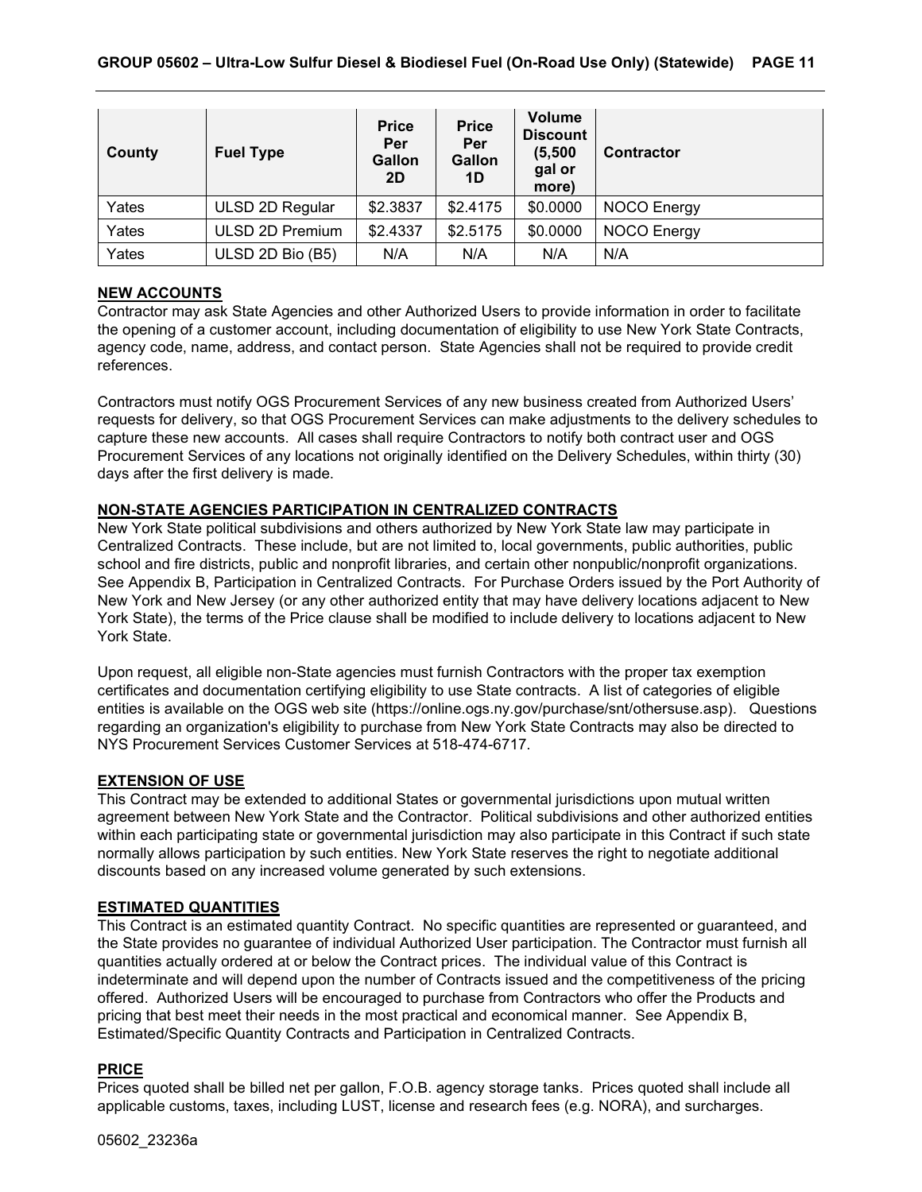| County | Fuel Type | Price Per Gallon 2D | Price Per Gallon 1D | Volume Discount (5,500 gal or more) | Contractor |
|---|---|---|---|---|---|
| Yates | ULSD 2D Regular | $2.3837 | $2.4175 | $0.0000 | NOCO Energy |
| Yates | ULSD 2D Premium | $2.4337 | $2.5175 | $0.0000 | NOCO Energy |
| Yates | ULSD 2D Bio (B5) | N/A | N/A | N/A | N/A |

## NEW ACCOUNTS

Contractor may ask State Agencies and other Authorized Users to provide information in order to facilitate the opening of a customer account, including documentation of eligibility to use New York State Contracts, agency code, name, address, and contact person. State Agencies shall not be required to provide credit references.

Contractors must notify OGS Procurement Services of any new business created from Authorized Users' requests for delivery, so that OGS Procurement Services can make adjustments to the delivery schedules to capture these new accounts. All cases shall require Contractors to notify both contract user and OGS Procurement Services of any locations not originally identified on the Delivery Schedules, within thirty (30) days after the first delivery is made.

## NON-STATE AGENCIES PARTICIPATION IN CENTRALIZED CONTRACTS

New York State political subdivisions and others authorized by New York State law may participate in Centralized Contracts. These include, but are not limited to, local governments, public authorities, public school and fire districts, public and nonprofit libraries, and certain other nonpublic/nonprofit organizations. See Appendix B, Participation in Centralized Contracts. For Purchase Orders issued by the Port Authority of New York and New Jersey (or any other authorized entity that may have delivery locations adjacent to New York State), the terms of the Price clause shall be modified to include delivery to locations adjacent to New York State.

Upon request, all eligible non-State agencies must furnish Contractors with the proper tax exemption certificates and documentation certifying eligibility to use State contracts. A list of categories of eligible entities is available on the OGS web site (https://online.ogs.ny.gov/purchase/snt/othersuse.asp). Questions regarding an organization's eligibility to purchase from New York State Contracts may also be directed to NYS Procurement Services Customer Services at 518-474-6717.

## EXTENSION OF USE

This Contract may be extended to additional States or governmental jurisdictions upon mutual written agreement between New York State and the Contractor. Political subdivisions and other authorized entities within each participating state or governmental jurisdiction may also participate in this Contract if such state normally allows participation by such entities. New York State reserves the right to negotiate additional discounts based on any increased volume generated by such extensions.

## ESTIMATED QUANTITIES

This Contract is an estimated quantity Contract. No specific quantities are represented or guaranteed, and the State provides no guarantee of individual Authorized User participation. The Contractor must furnish all quantities actually ordered at or below the Contract prices. The individual value of this Contract is indeterminate and will depend upon the number of Contracts issued and the competitiveness of the pricing offered. Authorized Users will be encouraged to purchase from Contractors who offer the Products and pricing that best meet their needs in the most practical and economical manner. See Appendix B, Estimated/Specific Quantity Contracts and Participation in Centralized Contracts.

## PRICE

Prices quoted shall be billed net per gallon, F.O.B. agency storage tanks. Prices quoted shall include all applicable customs, taxes, including LUST, license and research fees (e.g. NORA), and surcharges.

05602_23236a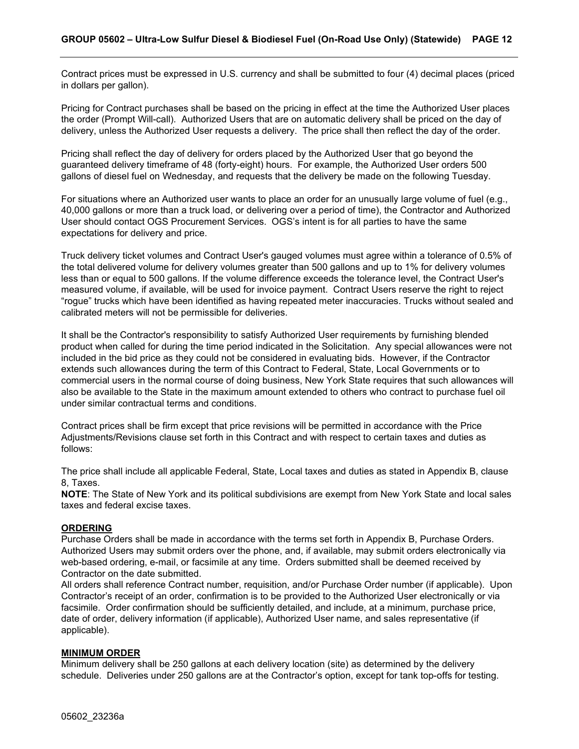Contract prices must be expressed in U.S. currency and shall be submitted to four (4) decimal places (priced in dollars per gallon).

Pricing for Contract purchases shall be based on the pricing in effect at the time the Authorized User places the order (Prompt Will-call). Authorized Users that are on automatic delivery shall be priced on the day of delivery, unless the Authorized User requests a delivery. The price shall then reflect the day of the order.

Pricing shall reflect the day of delivery for orders placed by the Authorized User that go beyond the guaranteed delivery timeframe of 48 (forty-eight) hours. For example, the Authorized User orders 500 gallons of diesel fuel on Wednesday, and requests that the delivery be made on the following Tuesday.

For situations where an Authorized user wants to place an order for an unusually large volume of fuel (e.g., 40,000 gallons or more than a truck load, or delivering over a period of time), the Contractor and Authorized User should contact OGS Procurement Services. OGS's intent is for all parties to have the same expectations for delivery and price.

Truck delivery ticket volumes and Contract User's gauged volumes must agree within a tolerance of 0.5% of the total delivered volume for delivery volumes greater than 500 gallons and up to 1% for delivery volumes less than or equal to 500 gallons. If the volume difference exceeds the tolerance level, the Contract User's measured volume, if available, will be used for invoice payment. Contract Users reserve the right to reject "rogue" trucks which have been identified as having repeated meter inaccuracies. Trucks without sealed and calibrated meters will not be permissible for deliveries.

It shall be the Contractor's responsibility to satisfy Authorized User requirements by furnishing blended product when called for during the time period indicated in the Solicitation. Any special allowances were not included in the bid price as they could not be considered in evaluating bids. However, if the Contractor extends such allowances during the term of this Contract to Federal, State, Local Governments or to commercial users in the normal course of doing business, New York State requires that such allowances will also be available to the State in the maximum amount extended to others who contract to purchase fuel oil under similar contractual terms and conditions.

Contract prices shall be firm except that price revisions will be permitted in accordance with the Price Adjustments/Revisions clause set forth in this Contract and with respect to certain taxes and duties as follows:

The price shall include all applicable Federal, State, Local taxes and duties as stated in Appendix B, clause 8, Taxes.

**NOTE**: The State of New York and its political subdivisions are exempt from New York State and local sales taxes and federal excise taxes.

## ORDERING

Purchase Orders shall be made in accordance with the terms set forth in Appendix B, Purchase Orders. Authorized Users may submit orders over the phone, and, if available, may submit orders electronically via web-based ordering, e-mail, or facsimile at any time. Orders submitted shall be deemed received by Contractor on the date submitted.

All orders shall reference Contract number, requisition, and/or Purchase Order number (if applicable). Upon Contractor's receipt of an order, confirmation is to be provided to the Authorized User electronically or via facsimile. Order confirmation should be sufficiently detailed, and include, at a minimum, purchase price, date of order, delivery information (if applicable), Authorized User name, and sales representative (if applicable).

## MINIMUM ORDER

Minimum delivery shall be 250 gallons at each delivery location (site) as determined by the delivery schedule. Deliveries under 250 gallons are at the Contractor's option, except for tank top-offs for testing.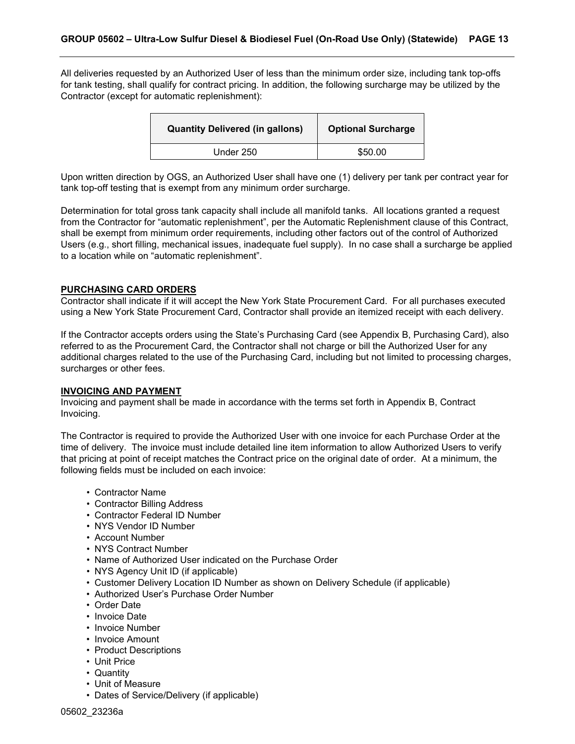All deliveries requested by an Authorized User of less than the minimum order size, including tank top-offs for tank testing, shall qualify for contract pricing. In addition, the following surcharge may be utilized by the Contractor (except for automatic replenishment):

| Quantity Delivered (in gallons) | Optional Surcharge |
|---|---|
| Under 250 | $50.00 |

Upon written direction by OGS, an Authorized User shall have one (1) delivery per tank per contract year for tank top-off testing that is exempt from any minimum order surcharge.

Determination for total gross tank capacity shall include all manifold tanks. All locations granted a request from the Contractor for "automatic replenishment", per the Automatic Replenishment clause of this Contract, shall be exempt from minimum order requirements, including other factors out of the control of Authorized Users (e.g., short filling, mechanical issues, inadequate fuel supply). In no case shall a surcharge be applied to a location while on "automatic replenishment".

**PURCHASING CARD ORDERS**

Contractor shall indicate if it will accept the New York State Procurement Card. For all purchases executed using a New York State Procurement Card, Contractor shall provide an itemized receipt with each delivery.

If the Contractor accepts orders using the State's Purchasing Card (see Appendix B, Purchasing Card), also referred to as the Procurement Card, the Contractor shall not charge or bill the Authorized User for any additional charges related to the use of the Purchasing Card, including but not limited to processing charges, surcharges or other fees.

**INVOICING AND PAYMENT**

Invoicing and payment shall be made in accordance with the terms set forth in Appendix B, Contract Invoicing.

The Contractor is required to provide the Authorized User with one invoice for each Purchase Order at the time of delivery. The invoice must include detailed line item information to allow Authorized Users to verify that pricing at point of receipt matches the Contract price on the original date of order. At a minimum, the following fields must be included on each invoice:

- Contractor Name
- Contractor Billing Address
- Contractor Federal ID Number
- NYS Vendor ID Number
- Account Number
- NYS Contract Number
- Name of Authorized User indicated on the Purchase Order
- NYS Agency Unit ID (if applicable)
- Customer Delivery Location ID Number as shown on Delivery Schedule (if applicable)
- Authorized User's Purchase Order Number
- Order Date
- Invoice Date
- Invoice Number
- Invoice Amount
- Product Descriptions
- Unit Price
- Quantity
- Unit of Measure
- Dates of Service/Delivery (if applicable)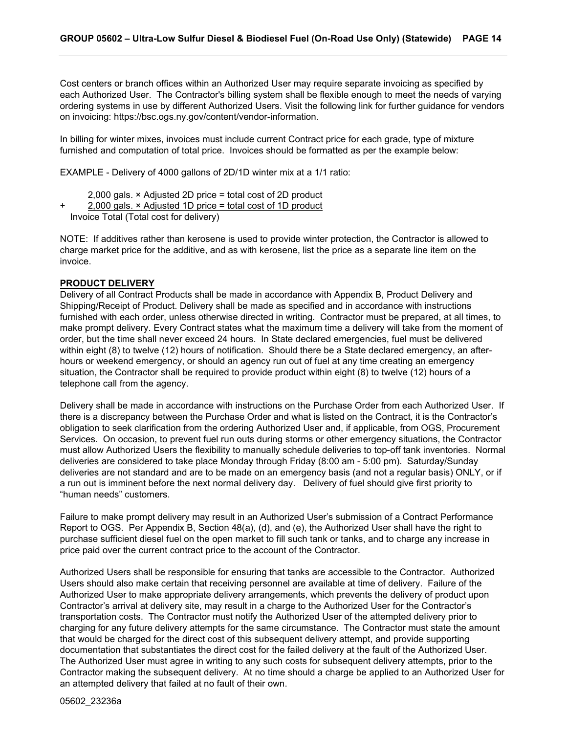Cost centers or branch offices within an Authorized User may require separate invoicing as specified by each Authorized User. The Contractor's billing system shall be flexible enough to meet the needs of varying ordering systems in use by different Authorized Users. Visit the following link for further guidance for vendors on invoicing: https://bsc.ogs.ny.gov/content/vendor-information.

In billing for winter mixes, invoices must include current Contract price for each grade, type of mixture furnished and computation of total price. Invoices should be formatted as per the example below:

EXAMPLE - Delivery of 4000 gallons of 2D/1D winter mix at a 1/1 ratio:

2,000 gals. × Adjusted 2D price = total cost of 2D product  
\+ 2,000 gals. × Adjusted 1D price = total cost of 1D product  
Invoice Total (Total cost for delivery)

NOTE: If additives rather than kerosene is used to provide winter protection, the Contractor is allowed to charge market price for the additive, and as with kerosene, list the price as a separate line item on the invoice.

**PRODUCT DELIVERY**

Delivery of all Contract Products shall be made in accordance with Appendix B, Product Delivery and Shipping/Receipt of Product. Delivery shall be made as specified and in accordance with instructions furnished with each order, unless otherwise directed in writing. Contractor must be prepared, at all times, to make prompt delivery. Every Contract states what the maximum time a delivery will take from the moment of order, but the time shall never exceed 24 hours. In State declared emergencies, fuel must be delivered within eight (8) to twelve (12) hours of notification. Should there be a State declared emergency, an after-hours or weekend emergency, or should an agency run out of fuel at any time creating an emergency situation, the Contractor shall be required to provide product within eight (8) to twelve (12) hours of a telephone call from the agency.

Delivery shall be made in accordance with instructions on the Purchase Order from each Authorized User. If there is a discrepancy between the Purchase Order and what is listed on the Contract, it is the Contractor's obligation to seek clarification from the ordering Authorized User and, if applicable, from OGS, Procurement Services. On occasion, to prevent fuel run outs during storms or other emergency situations, the Contractor must allow Authorized Users the flexibility to manually schedule deliveries to top-off tank inventories. Normal deliveries are considered to take place Monday through Friday (8:00 am - 5:00 pm). Saturday/Sunday deliveries are not standard and are to be made on an emergency basis (and not a regular basis) ONLY, or if a run out is imminent before the next normal delivery day. Delivery of fuel should give first priority to "human needs" customers.

Failure to make prompt delivery may result in an Authorized User's submission of a Contract Performance Report to OGS. Per Appendix B, Section 48(a), (d), and (e), the Authorized User shall have the right to purchase sufficient diesel fuel on the open market to fill such tank or tanks, and to charge any increase in price paid over the current contract price to the account of the Contractor.

Authorized Users shall be responsible for ensuring that tanks are accessible to the Contractor. Authorized Users should also make certain that receiving personnel are available at time of delivery. Failure of the Authorized User to make appropriate delivery arrangements, which prevents the delivery of product upon Contractor's arrival at delivery site, may result in a charge to the Authorized User for the Contractor's transportation costs. The Contractor must notify the Authorized User of the attempted delivery prior to charging for any future delivery attempts for the same circumstance. The Contractor must state the amount that would be charged for the direct cost of this subsequent delivery attempt, and provide supporting documentation that substantiates the direct cost for the failed delivery at the fault of the Authorized User. The Authorized User must agree in writing to any such costs for subsequent delivery attempts, prior to the Contractor making the subsequent delivery. At no time should a charge be applied to an Authorized User for an attempted delivery that failed at no fault of their own.

05602_23236a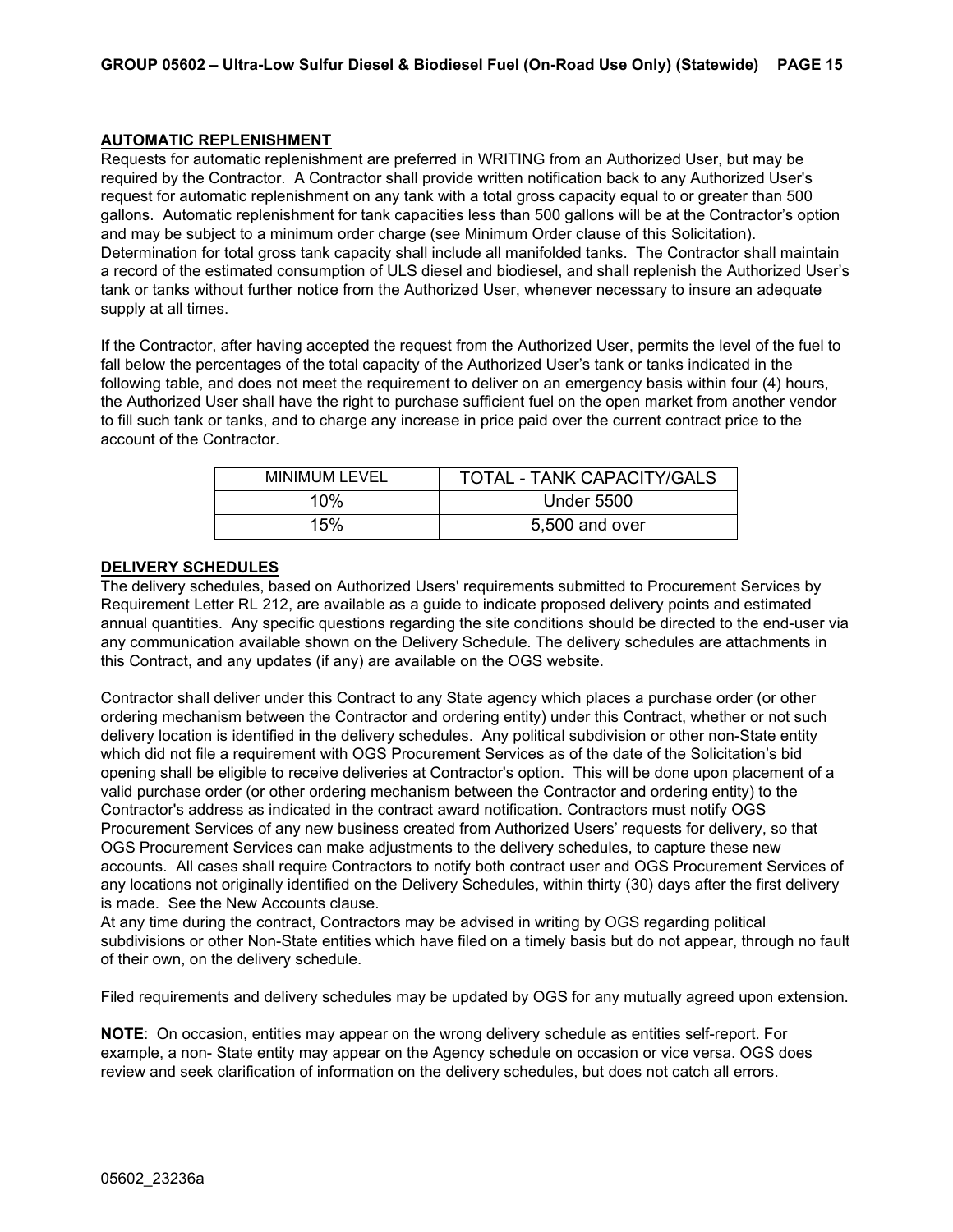## AUTOMATIC REPLENISHMENT

Requests for automatic replenishment are preferred in WRITING from an Authorized User, but may be required by the Contractor. A Contractor shall provide written notification back to any Authorized User's request for automatic replenishment on any tank with a total gross capacity equal to or greater than 500 gallons. Automatic replenishment for tank capacities less than 500 gallons will be at the Contractor's option and may be subject to a minimum order charge (see Minimum Order clause of this Solicitation). Determination for total gross tank capacity shall include all manifolded tanks. The Contractor shall maintain a record of the estimated consumption of ULS diesel and biodiesel, and shall replenish the Authorized User's tank or tanks without further notice from the Authorized User, whenever necessary to insure an adequate supply at all times.

If the Contractor, after having accepted the request from the Authorized User, permits the level of the fuel to fall below the percentages of the total capacity of the Authorized User's tank or tanks indicated in the following table, and does not meet the requirement to deliver on an emergency basis within four (4) hours, the Authorized User shall have the right to purchase sufficient fuel on the open market from another vendor to fill such tank or tanks, and to charge any increase in price paid over the current contract price to the account of the Contractor.

| MINIMUM LEVEL | TOTAL - TANK CAPACITY/GALS |
|---|---|
| 10% | Under 5500 |
| 15% | 5,500 and over |

## DELIVERY SCHEDULES

The delivery schedules, based on Authorized Users' requirements submitted to Procurement Services by Requirement Letter RL 212, are available as a guide to indicate proposed delivery points and estimated annual quantities. Any specific questions regarding the site conditions should be directed to the end-user via any communication available shown on the Delivery Schedule. The delivery schedules are attachments in this Contract, and any updates (if any) are available on the OGS website.

Contractor shall deliver under this Contract to any State agency which places a purchase order (or other ordering mechanism between the Contractor and ordering entity) under this Contract, whether or not such delivery location is identified in the delivery schedules. Any political subdivision or other non-State entity which did not file a requirement with OGS Procurement Services as of the date of the Solicitation's bid opening shall be eligible to receive deliveries at Contractor's option. This will be done upon placement of a valid purchase order (or other ordering mechanism between the Contractor and ordering entity) to the Contractor's address as indicated in the contract award notification. Contractors must notify OGS Procurement Services of any new business created from Authorized Users' requests for delivery, so that OGS Procurement Services can make adjustments to the delivery schedules, to capture these new accounts. All cases shall require Contractors to notify both contract user and OGS Procurement Services of any locations not originally identified on the Delivery Schedules, within thirty (30) days after the first delivery is made. See the New Accounts clause.

At any time during the contract, Contractors may be advised in writing by OGS regarding political subdivisions or other Non-State entities which have filed on a timely basis but do not appear, through no fault of their own, on the delivery schedule.

Filed requirements and delivery schedules may be updated by OGS for any mutually agreed upon extension.

**NOTE**: On occasion, entities may appear on the wrong delivery schedule as entities self-report. For example, a non- State entity may appear on the Agency schedule on occasion or vice versa. OGS does review and seek clarification of information on the delivery schedules, but does not catch all errors.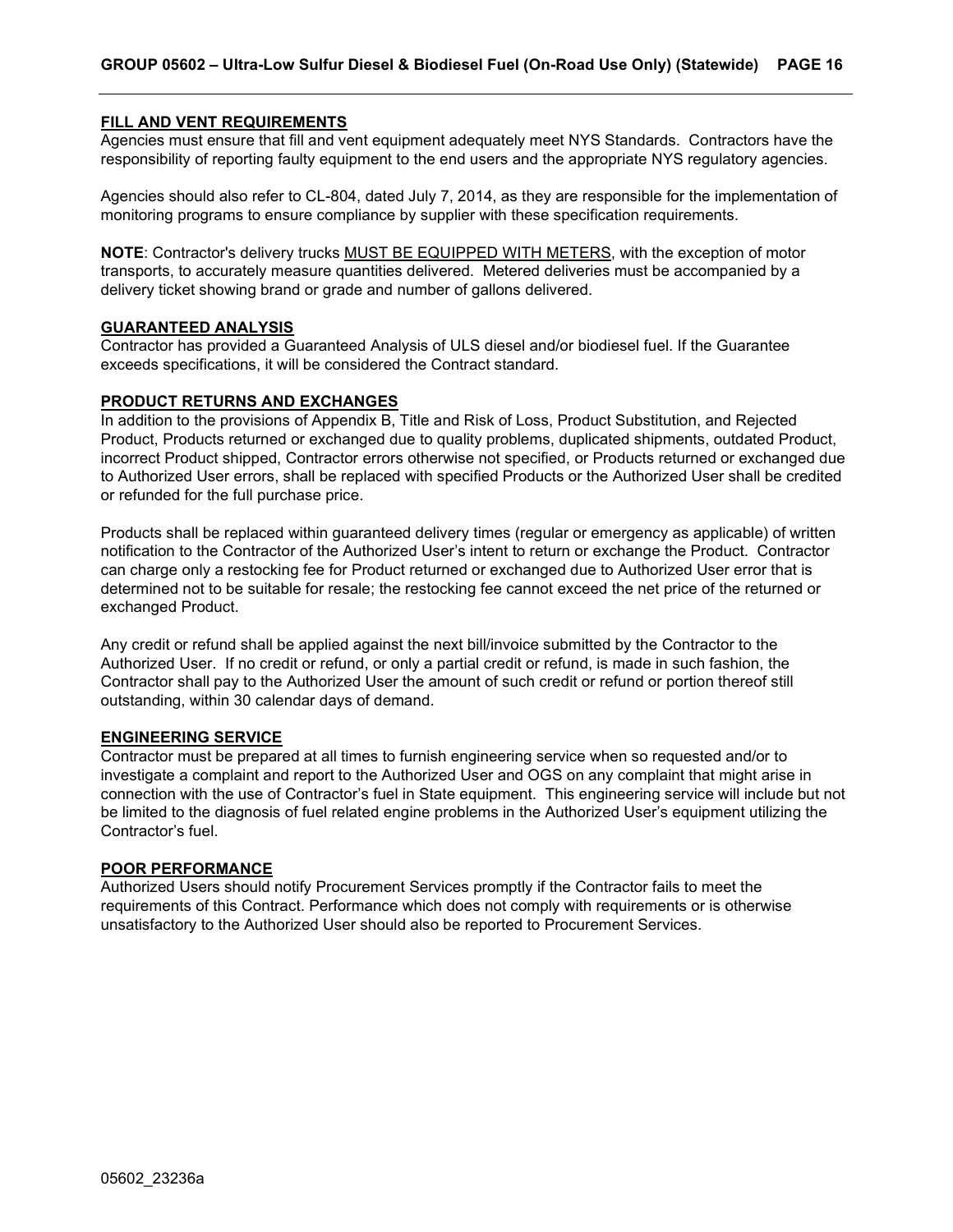**FILL AND VENT REQUIREMENTS**

Agencies must ensure that fill and vent equipment adequately meet NYS Standards. Contractors have the responsibility of reporting faulty equipment to the end users and the appropriate NYS regulatory agencies.

Agencies should also refer to CL-804, dated July 7, 2014, as they are responsible for the implementation of monitoring programs to ensure compliance by supplier with these specification requirements.

**NOTE**: Contractor's delivery trucks MUST BE EQUIPPED WITH METERS, with the exception of motor transports, to accurately measure quantities delivered. Metered deliveries must be accompanied by a delivery ticket showing brand or grade and number of gallons delivered.

**GUARANTEED ANALYSIS**

Contractor has provided a Guaranteed Analysis of ULS diesel and/or biodiesel fuel. If the Guarantee exceeds specifications, it will be considered the Contract standard.

**PRODUCT RETURNS AND EXCHANGES**

In addition to the provisions of Appendix B, Title and Risk of Loss, Product Substitution, and Rejected Product, Products returned or exchanged due to quality problems, duplicated shipments, outdated Product, incorrect Product shipped, Contractor errors otherwise not specified, or Products returned or exchanged due to Authorized User errors, shall be replaced with specified Products or the Authorized User shall be credited or refunded for the full purchase price.

Products shall be replaced within guaranteed delivery times (regular or emergency as applicable) of written notification to the Contractor of the Authorized User's intent to return or exchange the Product. Contractor can charge only a restocking fee for Product returned or exchanged due to Authorized User error that is determined not to be suitable for resale; the restocking fee cannot exceed the net price of the returned or exchanged Product.

Any credit or refund shall be applied against the next bill/invoice submitted by the Contractor to the Authorized User. If no credit or refund, or only a partial credit or refund, is made in such fashion, the Contractor shall pay to the Authorized User the amount of such credit or refund or portion thereof still outstanding, within 30 calendar days of demand.

**ENGINEERING SERVICE**

Contractor must be prepared at all times to furnish engineering service when so requested and/or to investigate a complaint and report to the Authorized User and OGS on any complaint that might arise in connection with the use of Contractor's fuel in State equipment. This engineering service will include but not be limited to the diagnosis of fuel related engine problems in the Authorized User's equipment utilizing the Contractor's fuel.

**POOR PERFORMANCE**

Authorized Users should notify Procurement Services promptly if the Contractor fails to meet the requirements of this Contract. Performance which does not comply with requirements or is otherwise unsatisfactory to the Authorized User should also be reported to Procurement Services.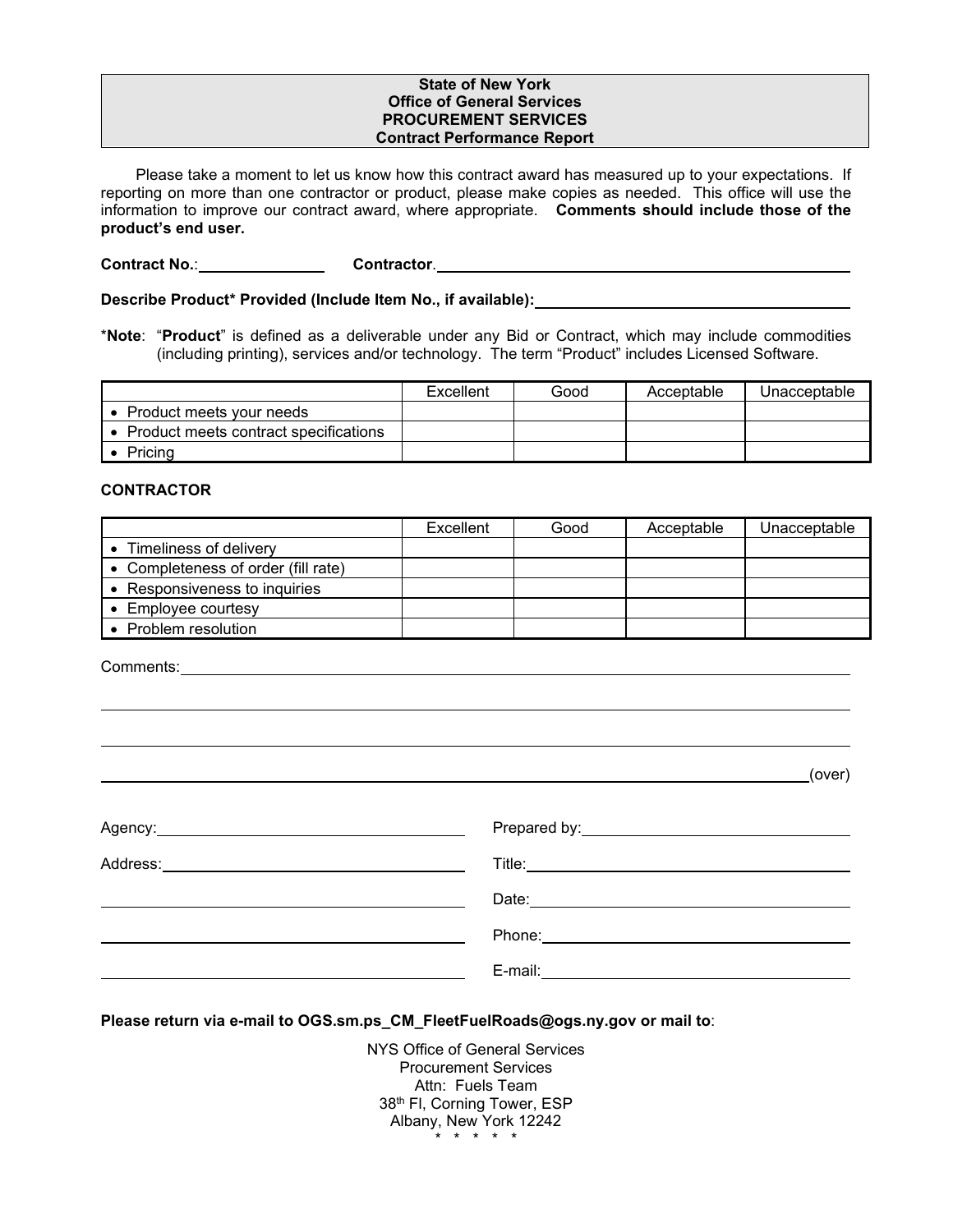**State of New York**
**Office of General Services**
**PROCUREMENT SERVICES**
**Contract Performance Report**

Please take a moment to let us know how this contract award has measured up to your expectations. If reporting on more than one contractor or product, please make copies as needed. This office will use the information to improve our contract award, where appropriate. **Comments should include those of the product's end user.**

**Contract No.**: ______________ **Contractor**. ______________________________________________

**Describe Product* Provided (Include Item No., if available):** ______________________________

\***Note**: "**Product**" is defined as a deliverable under any Bid or Contract, which may include commodities (including printing), services and/or technology. The term "Product" includes Licensed Software.

| | Excellent | Good | Acceptable | Unacceptable |
|---|---|---|---|---|
| • Product meets your needs | | | | |
| • Product meets contract specifications | | | | |
| • Pricing | | | | |

**CONTRACTOR**

| | Excellent | Good | Acceptable | Unacceptable |
|---|---|---|---|---|
| • Timeliness of delivery | | | | |
| • Completeness of order (fill rate) | | | | |
| • Responsiveness to inquiries | | | | |
| • Employee courtesy | | | | |
| • Problem resolution | | | | |

Comments: ____________________________________________________________________________

______________________________________________________________________________________

______________________________________________________________________________________

______________________________________________________________________________(over)

Agency: ______________________________ Prepared by: ______________________________

Address: _____________________________ Title: ____________________________________

______________________________________ Date: ____________________________________

______________________________________ Phone: ___________________________________

______________________________________ E-mail: __________________________________

**Please return via e-mail to OGS.sm.ps_CM_FleetFuelRoads@ogs.ny.gov or mail to**:

NYS Office of General Services
Procurement Services
Attn: Fuels Team
38th Fl, Corning Tower, ESP
Albany, New York 12242

\* \* \* \* \*